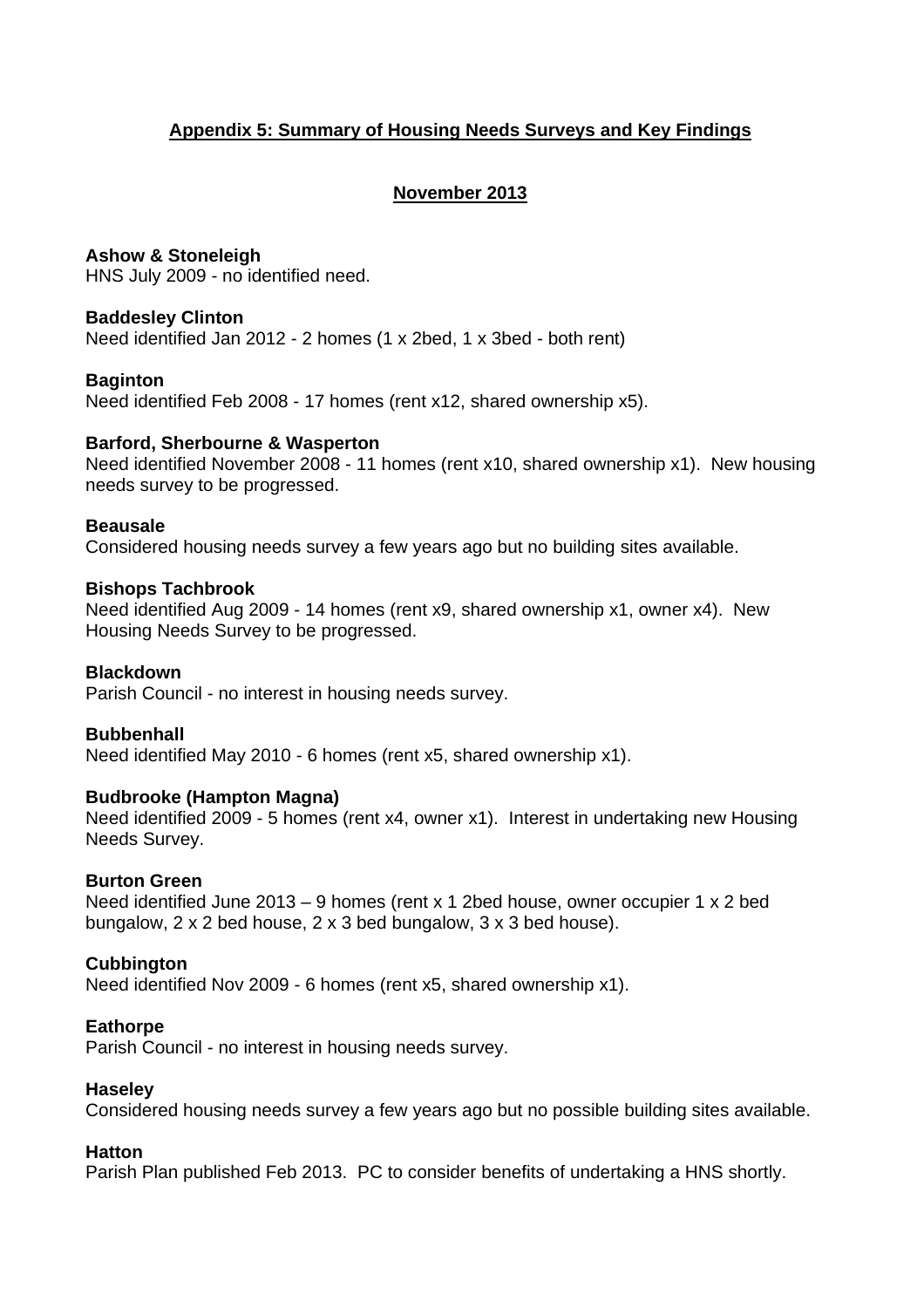# Appendix 5: Summary of Housing Needs Surveys and Key Findings

## November 2013

**Ashow & Stoneleigh**
HNS July 2009 - no identified need.

**Baddesley Clinton**
Need identified Jan 2012 - 2 homes (1 x 2bed, 1 x 3bed - both rent)

**Baginton**
Need identified Feb 2008 - 17 homes (rent x12, shared ownership x5).

**Barford, Sherbourne & Wasperton**
Need identified November 2008 - 11 homes (rent x10, shared ownership x1). New housing needs survey to be progressed.

**Beausale**
Considered housing needs survey a few years ago but no building sites available.

**Bishops Tachbrook**
Need identified Aug 2009 - 14 homes (rent x9, shared ownership x1, owner x4). New Housing Needs Survey to be progressed.

**Blackdown**
Parish Council - no interest in housing needs survey.

**Bubbenhall**
Need identified May 2010 - 6 homes (rent x5, shared ownership x1).

**Budbrooke (Hampton Magna)**
Need identified 2009 - 5 homes (rent x4, owner x1). Interest in undertaking new Housing Needs Survey.

**Burton Green**
Need identified June 2013 – 9 homes (rent x 1 2bed house, owner occupier 1 x 2 bed bungalow, 2 x 2 bed house, 2 x 3 bed bungalow, 3 x 3 bed house).

**Cubbington**
Need identified Nov 2009 - 6 homes (rent x5, shared ownership x1).

**Eathorpe**
Parish Council - no interest in housing needs survey.

**Haseley**
Considered housing needs survey a few years ago but no possible building sites available.

**Hatton**
Parish Plan published Feb 2013. PC to consider benefits of undertaking a HNS shortly.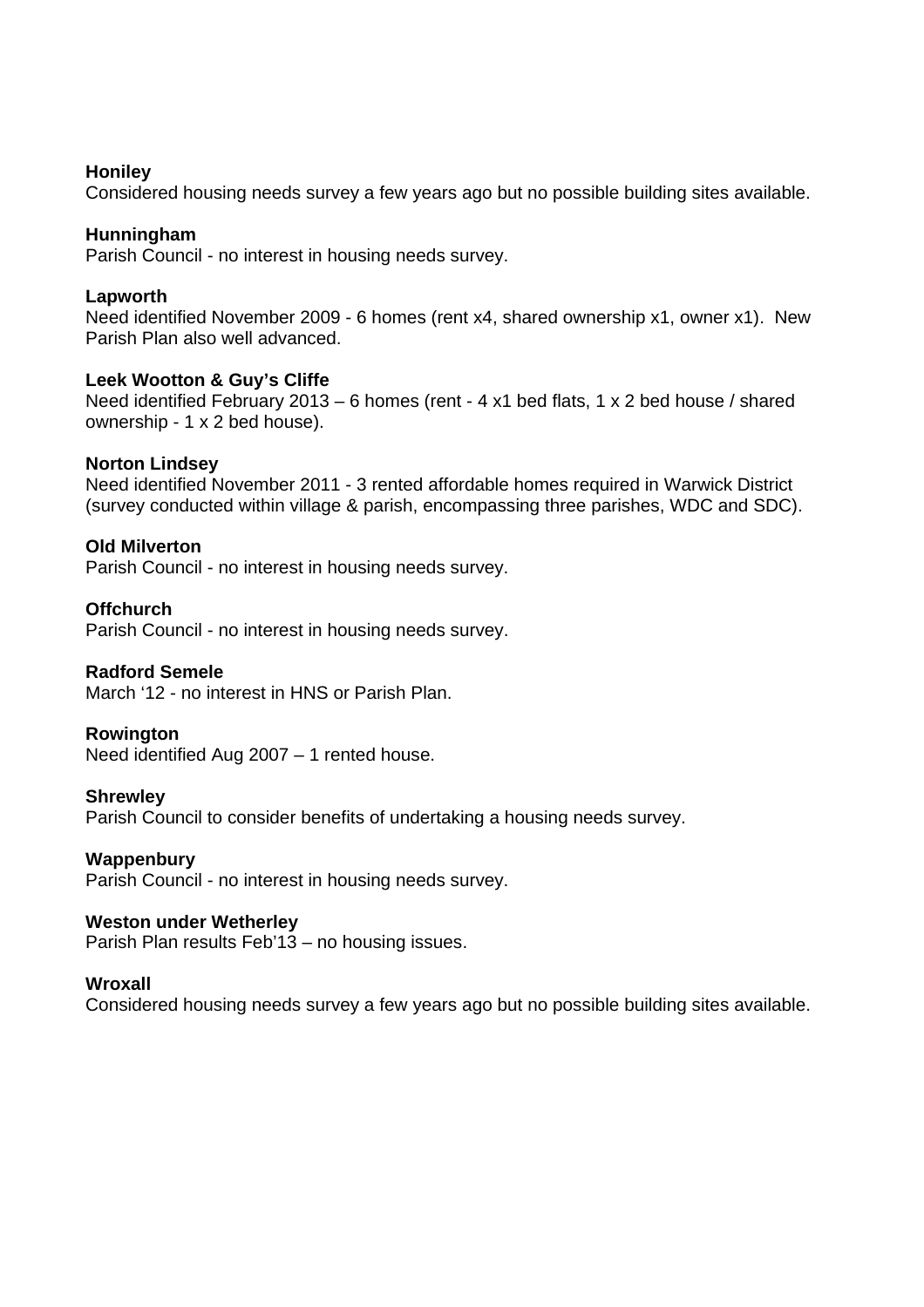**Honiley**
Considered housing needs survey a few years ago but no possible building sites available.

**Hunningham**
Parish Council - no interest in housing needs survey.

**Lapworth**
Need identified November 2009 - 6 homes (rent x4, shared ownership x1, owner x1). New Parish Plan also well advanced.

**Leek Wootton & Guy's Cliffe**
Need identified February 2013 – 6 homes (rent - 4 x1 bed flats, 1 x 2 bed house / shared ownership - 1 x 2 bed house).

**Norton Lindsey**
Need identified November 2011 - 3 rented affordable homes required in Warwick District (survey conducted within village & parish, encompassing three parishes, WDC and SDC).

**Old Milverton**
Parish Council - no interest in housing needs survey.

**Offchurch**
Parish Council - no interest in housing needs survey.

**Radford Semele**
March '12 - no interest in HNS or Parish Plan.

**Rowington**
Need identified Aug 2007 – 1 rented house.

**Shrewley**
Parish Council to consider benefits of undertaking a housing needs survey.

**Wappenbury**
Parish Council - no interest in housing needs survey.

**Weston under Wetherley**
Parish Plan results Feb'13 – no housing issues.

**Wroxall**
Considered housing needs survey a few years ago but no possible building sites available.